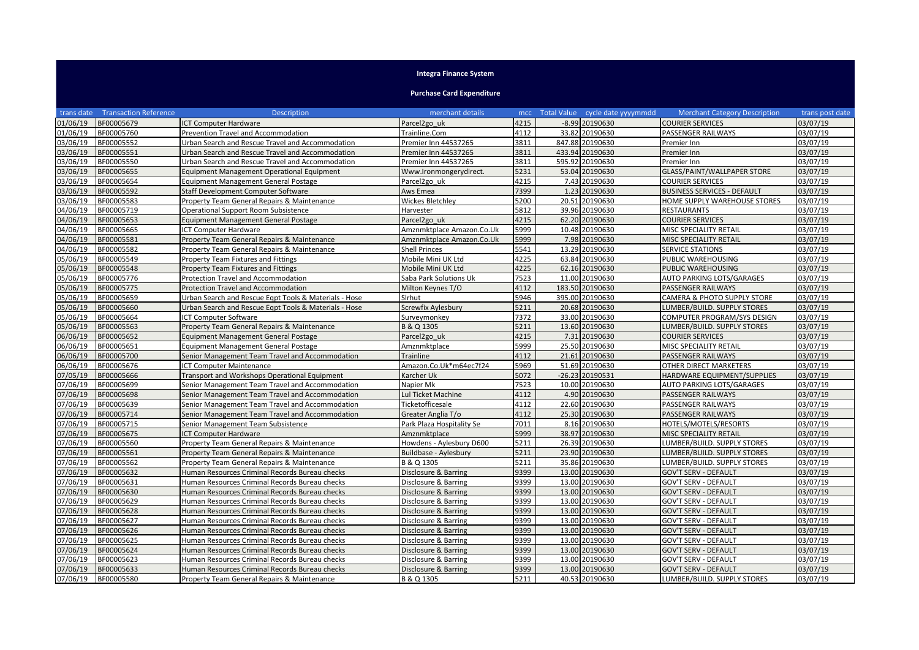# Integra Finance System

## Purchase Card Expenditure

| trans date | Transaction Reference | Description | merchant details | mcc | Total Value | cycle date yyyymmdd | Merchant Category Description | trans post date |
|---|---|---|---|---|---|---|---|---|
| 01/06/19 | BF00005679 | ICT Computer Hardware | Parcel2go_uk | 4215 | -8.99 | 20190630 | COURIER SERVICES | 03/07/19 |
| 01/06/19 | BF00005760 | Prevention Travel and Accommodation | Trainline.Com | 4112 | 33.82 | 20190630 | PASSENGER RAILWAYS | 03/07/19 |
| 03/06/19 | BF00005552 | Urban Search and Rescue Travel and Accommodation | Premier Inn 44537265 | 3811 | 847.88 | 20190630 | Premier Inn | 03/07/19 |
| 03/06/19 | BF00005551 | Urban Search and Rescue Travel and Accommodation | Premier Inn 44537265 | 3811 | 433.94 | 20190630 | Premier Inn | 03/07/19 |
| 03/06/19 | BF00005550 | Urban Search and Rescue Travel and Accommodation | Premier Inn 44537265 | 3811 | 595.92 | 20190630 | Premier Inn | 03/07/19 |
| 03/06/19 | BF00005655 | Equipment Management Operational Equipment | Www.Ironmongerydirect. | 5231 | 53.04 | 20190630 | GLASS/PAINT/WALLPAPER STORE | 03/07/19 |
| 03/06/19 | BF00005654 | Equipment Management General Postage | Parcel2go_uk | 4215 | 7.43 | 20190630 | COURIER SERVICES | 03/07/19 |
| 03/06/19 | BF00005592 | Staff Development Computer Software | Aws Emea | 7399 | 1.23 | 20190630 | BUSINESS SERVICES - DEFAULT | 03/07/19 |
| 03/06/19 | BF00005583 | Property Team General Repairs & Maintenance | Wickes Bletchley | 5200 | 20.51 | 20190630 | HOME SUPPLY WAREHOUSE STORES | 03/07/19 |
| 04/06/19 | BF00005719 | Operational Support Room Subsistence | Harvester | 5812 | 39.96 | 20190630 | RESTAURANTS | 03/07/19 |
| 04/06/19 | BF00005653 | Equipment Management General Postage | Parcel2go_uk | 4215 | 62.20 | 20190630 | COURIER SERVICES | 03/07/19 |
| 04/06/19 | BF00005665 | ICT Computer Hardware | Amznmktplace Amazon.Co.Uk | 5999 | 10.48 | 20190630 | MISC SPECIALITY RETAIL | 03/07/19 |
| 04/06/19 | BF00005581 | Property Team General Repairs & Maintenance | Amznmktplace Amazon.Co.Uk | 5999 | 7.98 | 20190630 | MISC SPECIALITY RETAIL | 03/07/19 |
| 04/06/19 | BF00005582 | Property Team General Repairs & Maintenance | Shell Princes | 5541 | 13.29 | 20190630 | SERVICE STATIONS | 03/07/19 |
| 05/06/19 | BF00005549 | Property Team Fixtures and Fittings | Mobile Mini UK Ltd | 4225 | 63.84 | 20190630 | PUBLIC WAREHOUSING | 03/07/19 |
| 05/06/19 | BF00005548 | Property Team Fixtures and Fittings | Mobile Mini UK Ltd | 4225 | 62.16 | 20190630 | PUBLIC WAREHOUSING | 03/07/19 |
| 05/06/19 | BF00005776 | Protection Travel and Accommodation | Saba Park Solutions Uk | 7523 | 11.00 | 20190630 | AUTO PARKING LOTS/GARAGES | 03/07/19 |
| 05/06/19 | BF00005775 | Protection Travel and Accommodation | Milton Keynes T/O | 4112 | 183.50 | 20190630 | PASSENGER RAILWAYS | 03/07/19 |
| 05/06/19 | BF00005659 | Urban Search and Rescue Eqpt Tools & Materials - Hose | Slrhut | 5946 | 395.00 | 20190630 | CAMERA & PHOTO SUPPLY STORE | 03/07/19 |
| 05/06/19 | BF00005660 | Urban Search and Rescue Eqpt Tools & Materials - Hose | Screwfix Aylesbury | 5211 | 20.68 | 20190630 | LUMBER/BUILD. SUPPLY STORES | 03/07/19 |
| 05/06/19 | BF00005664 | ICT Computer Software | Surveymonkey | 7372 | 33.00 | 20190630 | COMPUTER PROGRAM/SYS DESIGN | 03/07/19 |
| 05/06/19 | BF00005563 | Property Team General Repairs & Maintenance | B & Q 1305 | 5211 | 13.60 | 20190630 | LUMBER/BUILD. SUPPLY STORES | 03/07/19 |
| 06/06/19 | BF00005652 | Equipment Management General Postage | Parcel2go_uk | 4215 | 7.31 | 20190630 | COURIER SERVICES | 03/07/19 |
| 06/06/19 | BF00005651 | Equipment Management General Postage | Amznmktplace | 5999 | 25.50 | 20190630 | MISC SPECIALITY RETAIL | 03/07/19 |
| 06/06/19 | BF00005700 | Senior Management Team Travel and Accommodation | Trainline | 4112 | 21.61 | 20190630 | PASSENGER RAILWAYS | 03/07/19 |
| 06/06/19 | BF00005676 | ICT Computer Maintenance | Amazon.Co.Uk*m64ec7f24 | 5969 | 51.69 | 20190630 | OTHER DIRECT MARKETERS | 03/07/19 |
| 07/05/19 | BF00005666 | Transport and Workshops Operational Equipment | Karcher Uk | 5072 | -26.23 | 20190531 | HARDWARE EQUIPMENT/SUPPLIES | 03/07/19 |
| 07/06/19 | BF00005699 | Senior Management Team Travel and Accommodation | Napier Mk | 7523 | 10.00 | 20190630 | AUTO PARKING LOTS/GARAGES | 03/07/19 |
| 07/06/19 | BF00005698 | Senior Management Team Travel and Accommodation | Lul Ticket Machine | 4112 | 4.90 | 20190630 | PASSENGER RAILWAYS | 03/07/19 |
| 07/06/19 | BF00005639 | Senior Management Team Travel and Accommodation | Ticketofficesale | 4112 | 22.60 | 20190630 | PASSENGER RAILWAYS | 03/07/19 |
| 07/06/19 | BF00005714 | Senior Management Team Travel and Accommodation | Greater Anglia T/o | 4112 | 25.30 | 20190630 | PASSENGER RAILWAYS | 03/07/19 |
| 07/06/19 | BF00005715 | Senior Management Team Subsistence | Park Plaza Hospitality Se | 7011 | 8.16 | 20190630 | HOTELS/MOTELS/RESORTS | 03/07/19 |
| 07/06/19 | BF00005675 | ICT Computer Hardware | Amznmktplace | 5999 | 38.97 | 20190630 | MISC SPECIALITY RETAIL | 03/07/19 |
| 07/06/19 | BF00005560 | Property Team General Repairs & Maintenance | Howdens - Aylesbury D600 | 5211 | 26.39 | 20190630 | LUMBER/BUILD. SUPPLY STORES | 03/07/19 |
| 07/06/19 | BF00005561 | Property Team General Repairs & Maintenance | Buildbase - Aylesbury | 5211 | 23.90 | 20190630 | LUMBER/BUILD. SUPPLY STORES | 03/07/19 |
| 07/06/19 | BF00005562 | Property Team General Repairs & Maintenance | B & Q 1305 | 5211 | 35.86 | 20190630 | LUMBER/BUILD. SUPPLY STORES | 03/07/19 |
| 07/06/19 | BF00005632 | Human Resources Criminal Records Bureau checks | Disclosure & Barring | 9399 | 13.00 | 20190630 | GOV'T SERV - DEFAULT | 03/07/19 |
| 07/06/19 | BF00005631 | Human Resources Criminal Records Bureau checks | Disclosure & Barring | 9399 | 13.00 | 20190630 | GOV'T SERV - DEFAULT | 03/07/19 |
| 07/06/19 | BF00005630 | Human Resources Criminal Records Bureau checks | Disclosure & Barring | 9399 | 13.00 | 20190630 | GOV'T SERV - DEFAULT | 03/07/19 |
| 07/06/19 | BF00005629 | Human Resources Criminal Records Bureau checks | Disclosure & Barring | 9399 | 13.00 | 20190630 | GOV'T SERV - DEFAULT | 03/07/19 |
| 07/06/19 | BF00005628 | Human Resources Criminal Records Bureau checks | Disclosure & Barring | 9399 | 13.00 | 20190630 | GOV'T SERV - DEFAULT | 03/07/19 |
| 07/06/19 | BF00005627 | Human Resources Criminal Records Bureau checks | Disclosure & Barring | 9399 | 13.00 | 20190630 | GOV'T SERV - DEFAULT | 03/07/19 |
| 07/06/19 | BF00005626 | Human Resources Criminal Records Bureau checks | Disclosure & Barring | 9399 | 13.00 | 20190630 | GOV'T SERV - DEFAULT | 03/07/19 |
| 07/06/19 | BF00005625 | Human Resources Criminal Records Bureau checks | Disclosure & Barring | 9399 | 13.00 | 20190630 | GOV'T SERV - DEFAULT | 03/07/19 |
| 07/06/19 | BF00005624 | Human Resources Criminal Records Bureau checks | Disclosure & Barring | 9399 | 13.00 | 20190630 | GOV'T SERV - DEFAULT | 03/07/19 |
| 07/06/19 | BF00005623 | Human Resources Criminal Records Bureau checks | Disclosure & Barring | 9399 | 13.00 | 20190630 | GOV'T SERV - DEFAULT | 03/07/19 |
| 07/06/19 | BF00005633 | Human Resources Criminal Records Bureau checks | Disclosure & Barring | 9399 | 13.00 | 20190630 | GOV'T SERV - DEFAULT | 03/07/19 |
| 07/06/19 | BF00005580 | Property Team General Repairs & Maintenance | B & Q 1305 | 5211 | 40.53 | 20190630 | LUMBER/BUILD. SUPPLY STORES | 03/07/19 |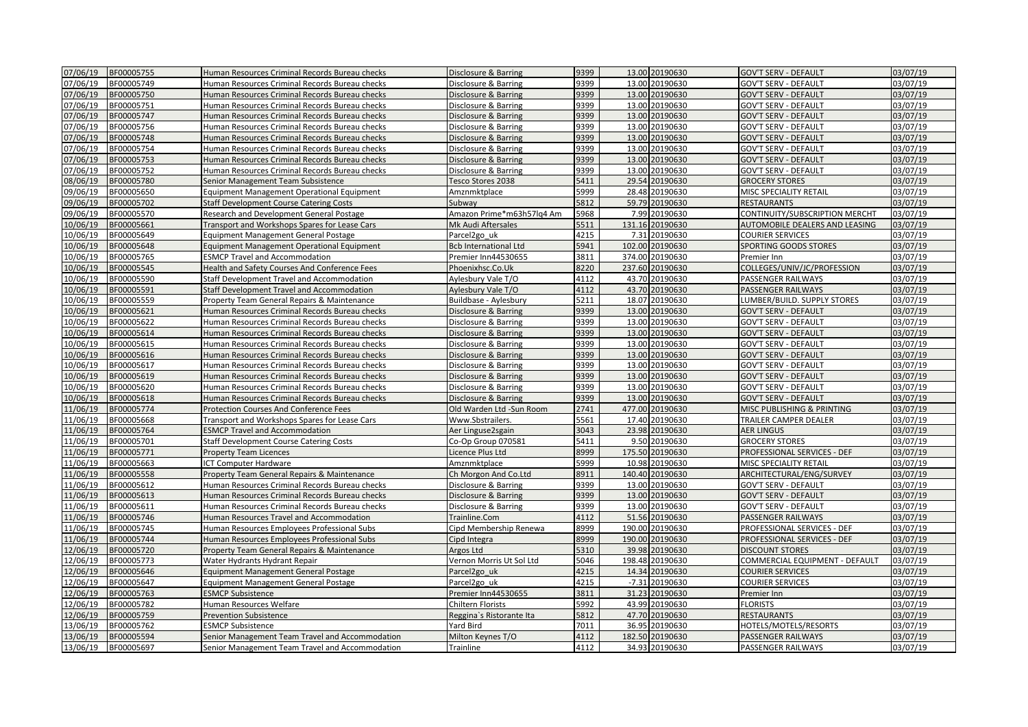| | | | | | | | | |
|---|---|---|---|---|---|---|---|---|
| 07/06/19 | BF00005755 | Human Resources Criminal Records Bureau checks | Disclosure & Barring | 9399 | 13.00 | 20190630 | GOV'T SERV - DEFAULT | 03/07/19 |
| 07/06/19 | BF00005749 | Human Resources Criminal Records Bureau checks | Disclosure & Barring | 9399 | 13.00 | 20190630 | GOV'T SERV - DEFAULT | 03/07/19 |
| 07/06/19 | BF00005750 | Human Resources Criminal Records Bureau checks | Disclosure & Barring | 9399 | 13.00 | 20190630 | GOV'T SERV - DEFAULT | 03/07/19 |
| 07/06/19 | BF00005751 | Human Resources Criminal Records Bureau checks | Disclosure & Barring | 9399 | 13.00 | 20190630 | GOV'T SERV - DEFAULT | 03/07/19 |
| 07/06/19 | BF00005747 | Human Resources Criminal Records Bureau checks | Disclosure & Barring | 9399 | 13.00 | 20190630 | GOV'T SERV - DEFAULT | 03/07/19 |
| 07/06/19 | BF00005756 | Human Resources Criminal Records Bureau checks | Disclosure & Barring | 9399 | 13.00 | 20190630 | GOV'T SERV - DEFAULT | 03/07/19 |
| 07/06/19 | BF00005748 | Human Resources Criminal Records Bureau checks | Disclosure & Barring | 9399 | 13.00 | 20190630 | GOV'T SERV - DEFAULT | 03/07/19 |
| 07/06/19 | BF00005754 | Human Resources Criminal Records Bureau checks | Disclosure & Barring | 9399 | 13.00 | 20190630 | GOV'T SERV - DEFAULT | 03/07/19 |
| 07/06/19 | BF00005753 | Human Resources Criminal Records Bureau checks | Disclosure & Barring | 9399 | 13.00 | 20190630 | GOV'T SERV - DEFAULT | 03/07/19 |
| 07/06/19 | BF00005752 | Human Resources Criminal Records Bureau checks | Disclosure & Barring | 9399 | 13.00 | 20190630 | GOV'T SERV - DEFAULT | 03/07/19 |
| 08/06/19 | BF00005780 | Senior Management Team Subsistence | Tesco Stores 2038 | 5411 | 29.54 | 20190630 | GROCERY STORES | 03/07/19 |
| 09/06/19 | BF00005650 | Equipment Management Operational Equipment | Amznmktplace | 5999 | 28.48 | 20190630 | MISC SPECIALITY RETAIL | 03/07/19 |
| 09/06/19 | BF00005702 | Staff Development Course Catering Costs | Subway | 5812 | 59.79 | 20190630 | RESTAURANTS | 03/07/19 |
| 09/06/19 | BF00005570 | Research and Development General Postage | Amazon Prime*m63h57lq4 Am | 5968 | 7.99 | 20190630 | CONTINUITY/SUBSCRIPTION MERCHT | 03/07/19 |
| 10/06/19 | BF00005661 | Transport and Workshops Spares for Lease Cars | Mk Audi Aftersales | 5511 | 131.16 | 20190630 | AUTOMOBILE DEALERS AND LEASING | 03/07/19 |
| 10/06/19 | BF00005649 | Equipment Management General Postage | Parcel2go_uk | 4215 | 7.31 | 20190630 | COURIER SERVICES | 03/07/19 |
| 10/06/19 | BF00005648 | Equipment Management Operational Equipment | Bcb International Ltd | 5941 | 102.00 | 20190630 | SPORTING GOODS STORES | 03/07/19 |
| 10/06/19 | BF00005765 | ESMCP Travel and Accommodation | Premier Inn44530655 | 3811 | 374.00 | 20190630 | Premier Inn | 03/07/19 |
| 10/06/19 | BF00005545 | Health and Safety Courses And Conference Fees | Phoenixhsc.Co.Uk | 8220 | 237.60 | 20190630 | COLLEGES/UNIV/JC/PROFESSION | 03/07/19 |
| 10/06/19 | BF00005590 | Staff Development Travel and Accommodation | Aylesbury Vale T/O | 4112 | 43.70 | 20190630 | PASSENGER RAILWAYS | 03/07/19 |
| 10/06/19 | BF00005591 | Staff Development Travel and Accommodation | Aylesbury Vale T/O | 4112 | 43.70 | 20190630 | PASSENGER RAILWAYS | 03/07/19 |
| 10/06/19 | BF00005559 | Property Team General Repairs & Maintenance | Buildbase - Aylesbury | 5211 | 18.07 | 20190630 | LUMBER/BUILD. SUPPLY STORES | 03/07/19 |
| 10/06/19 | BF00005621 | Human Resources Criminal Records Bureau checks | Disclosure & Barring | 9399 | 13.00 | 20190630 | GOV'T SERV - DEFAULT | 03/07/19 |
| 10/06/19 | BF00005622 | Human Resources Criminal Records Bureau checks | Disclosure & Barring | 9399 | 13.00 | 20190630 | GOV'T SERV - DEFAULT | 03/07/19 |
| 10/06/19 | BF00005614 | Human Resources Criminal Records Bureau checks | Disclosure & Barring | 9399 | 13.00 | 20190630 | GOV'T SERV - DEFAULT | 03/07/19 |
| 10/06/19 | BF00005615 | Human Resources Criminal Records Bureau checks | Disclosure & Barring | 9399 | 13.00 | 20190630 | GOV'T SERV - DEFAULT | 03/07/19 |
| 10/06/19 | BF00005616 | Human Resources Criminal Records Bureau checks | Disclosure & Barring | 9399 | 13.00 | 20190630 | GOV'T SERV - DEFAULT | 03/07/19 |
| 10/06/19 | BF00005617 | Human Resources Criminal Records Bureau checks | Disclosure & Barring | 9399 | 13.00 | 20190630 | GOV'T SERV - DEFAULT | 03/07/19 |
| 10/06/19 | BF00005619 | Human Resources Criminal Records Bureau checks | Disclosure & Barring | 9399 | 13.00 | 20190630 | GOV'T SERV - DEFAULT | 03/07/19 |
| 10/06/19 | BF00005620 | Human Resources Criminal Records Bureau checks | Disclosure & Barring | 9399 | 13.00 | 20190630 | GOV'T SERV - DEFAULT | 03/07/19 |
| 10/06/19 | BF00005618 | Human Resources Criminal Records Bureau checks | Disclosure & Barring | 9399 | 13.00 | 20190630 | GOV'T SERV - DEFAULT | 03/07/19 |
| 11/06/19 | BF00005774 | Protection Courses And Conference Fees | Old Warden Ltd -Sun Room | 2741 | 477.00 | 20190630 | MISC PUBLISHING & PRINTING | 03/07/19 |
| 11/06/19 | BF00005668 | Transport and Workshops Spares for Lease Cars | Www.Sbstrailers. | 5561 | 17.40 | 20190630 | TRAILER CAMPER DEALER | 03/07/19 |
| 11/06/19 | BF00005764 | ESMCP Travel and Accommodation | Aer Linguse2sgain | 3043 | 23.98 | 20190630 | AER LINGUS | 03/07/19 |
| 11/06/19 | BF00005701 | Staff Development Course Catering Costs | Co-Op Group 070581 | 5411 | 9.50 | 20190630 | GROCERY STORES | 03/07/19 |
| 11/06/19 | BF00005771 | Property Team Licences | Licence Plus Ltd | 8999 | 175.50 | 20190630 | PROFESSIONAL SERVICES - DEF | 03/07/19 |
| 11/06/19 | BF00005663 | ICT Computer Hardware | Amznmktplace | 5999 | 10.98 | 20190630 | MISC SPECIALITY RETAIL | 03/07/19 |
| 11/06/19 | BF00005558 | Property Team General Repairs & Maintenance | Ch Morgon And Co.Ltd | 8911 | 140.40 | 20190630 | ARCHITECTURAL/ENG/SURVEY | 03/07/19 |
| 11/06/19 | BF00005612 | Human Resources Criminal Records Bureau checks | Disclosure & Barring | 9399 | 13.00 | 20190630 | GOV'T SERV - DEFAULT | 03/07/19 |
| 11/06/19 | BF00005613 | Human Resources Criminal Records Bureau checks | Disclosure & Barring | 9399 | 13.00 | 20190630 | GOV'T SERV - DEFAULT | 03/07/19 |
| 11/06/19 | BF00005611 | Human Resources Criminal Records Bureau checks | Disclosure & Barring | 9399 | 13.00 | 20190630 | GOV'T SERV - DEFAULT | 03/07/19 |
| 11/06/19 | BF00005746 | Human Resources Travel and Accommodation | Trainline.Com | 4112 | 51.56 | 20190630 | PASSENGER RAILWAYS | 03/07/19 |
| 11/06/19 | BF00005745 | Human Resources Employees Professional Subs | Cipd Membership Renewa | 8999 | 190.00 | 20190630 | PROFESSIONAL SERVICES - DEF | 03/07/19 |
| 11/06/19 | BF00005744 | Human Resources Employees Professional Subs | Cipd Integra | 8999 | 190.00 | 20190630 | PROFESSIONAL SERVICES - DEF | 03/07/19 |
| 12/06/19 | BF00005720 | Property Team General Repairs & Maintenance | Argos Ltd | 5310 | 39.98 | 20190630 | DISCOUNT STORES | 03/07/19 |
| 12/06/19 | BF00005773 | Water Hydrants Hydrant Repair | Vernon Morris Ut Sol Ltd | 5046 | 198.48 | 20190630 | COMMERCIAL EQUIPMENT - DEFAULT | 03/07/19 |
| 12/06/19 | BF00005646 | Equipment Management General Postage | Parcel2go_uk | 4215 | 14.34 | 20190630 | COURIER SERVICES | 03/07/19 |
| 12/06/19 | BF00005647 | Equipment Management General Postage | Parcel2go_uk | 4215 | -7.31 | 20190630 | COURIER SERVICES | 03/07/19 |
| 12/06/19 | BF00005763 | ESMCP Subsistence | Premier Inn44530655 | 3811 | 31.23 | 20190630 | Premier Inn | 03/07/19 |
| 12/06/19 | BF00005782 | Human Resources Welfare | Chiltern Florists | 5992 | 43.99 | 20190630 | FLORISTS | 03/07/19 |
| 12/06/19 | BF00005759 | Prevention Subsistence | Reggina`s Ristorante Ita | 5812 | 47.70 | 20190630 | RESTAURANTS | 03/07/19 |
| 13/06/19 | BF00005762 | ESMCP Subsistence | Yard Bird | 7011 | 36.95 | 20190630 | HOTELS/MOTELS/RESORTS | 03/07/19 |
| 13/06/19 | BF00005594 | Senior Management Team Travel and Accommodation | Milton Keynes T/O | 4112 | 182.50 | 20190630 | PASSENGER RAILWAYS | 03/07/19 |
| 13/06/19 | BF00005697 | Senior Management Team Travel and Accommodation | Trainline | 4112 | 34.93 | 20190630 | PASSENGER RAILWAYS | 03/07/19 |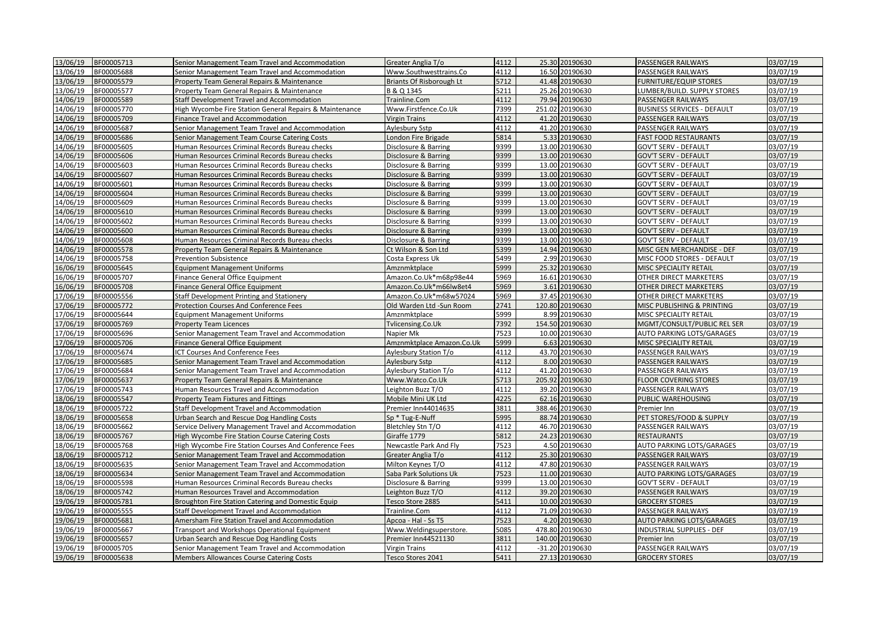| | | | | | | | | |
|---|---|---|---|---|---|---|---|---|
| 13/06/19 | BF00005713 | Senior Management Team Travel and Accommodation | Greater Anglia T/o | 4112 | 25.30 | 20190630 | PASSENGER RAILWAYS | 03/07/19 |
| 13/06/19 | BF00005688 | Senior Management Team Travel and Accommodation | Www.Southwesttrains.Co | 4112 | 16.50 | 20190630 | PASSENGER RAILWAYS | 03/07/19 |
| 13/06/19 | BF00005579 | Property Team General Repairs & Maintenance | Briants Of Risborough Lt | 5712 | 41.48 | 20190630 | FURNITURE/EQUIP STORES | 03/07/19 |
| 13/06/19 | BF00005577 | Property Team General Repairs & Maintenance | B & Q 1345 | 5211 | 25.26 | 20190630 | LUMBER/BUILD. SUPPLY STORES | 03/07/19 |
| 14/06/19 | BF00005589 | Staff Development Travel and Accommodation | Trainline.Com | 4112 | 79.94 | 20190630 | PASSENGER RAILWAYS | 03/07/19 |
| 14/06/19 | BF00005770 | High Wycombe Fire Station General Repairs & Maintenance | Www.Firstfence.Co.Uk | 7399 | 251.02 | 20190630 | BUSINESS SERVICES - DEFAULT | 03/07/19 |
| 14/06/19 | BF00005709 | Finance Travel and Accommodation | Virgin Trains | 4112 | 41.20 | 20190630 | PASSENGER RAILWAYS | 03/07/19 |
| 14/06/19 | BF00005687 | Senior Management Team Travel and Accommodation | Aylesbury Sstp | 4112 | 41.20 | 20190630 | PASSENGER RAILWAYS | 03/07/19 |
| 14/06/19 | BF00005686 | Senior Management Team Course Catering Costs | London Fire Brigade | 5814 | 5.33 | 20190630 | FAST FOOD RESTAURANTS | 03/07/19 |
| 14/06/19 | BF00005605 | Human Resources Criminal Records Bureau checks | Disclosure & Barring | 9399 | 13.00 | 20190630 | GOV'T SERV - DEFAULT | 03/07/19 |
| 14/06/19 | BF00005606 | Human Resources Criminal Records Bureau checks | Disclosure & Barring | 9399 | 13.00 | 20190630 | GOV'T SERV - DEFAULT | 03/07/19 |
| 14/06/19 | BF00005603 | Human Resources Criminal Records Bureau checks | Disclosure & Barring | 9399 | 13.00 | 20190630 | GOV'T SERV - DEFAULT | 03/07/19 |
| 14/06/19 | BF00005607 | Human Resources Criminal Records Bureau checks | Disclosure & Barring | 9399 | 13.00 | 20190630 | GOV'T SERV - DEFAULT | 03/07/19 |
| 14/06/19 | BF00005601 | Human Resources Criminal Records Bureau checks | Disclosure & Barring | 9399 | 13.00 | 20190630 | GOV'T SERV - DEFAULT | 03/07/19 |
| 14/06/19 | BF00005604 | Human Resources Criminal Records Bureau checks | Disclosure & Barring | 9399 | 13.00 | 20190630 | GOV'T SERV - DEFAULT | 03/07/19 |
| 14/06/19 | BF00005609 | Human Resources Criminal Records Bureau checks | Disclosure & Barring | 9399 | 13.00 | 20190630 | GOV'T SERV - DEFAULT | 03/07/19 |
| 14/06/19 | BF00005610 | Human Resources Criminal Records Bureau checks | Disclosure & Barring | 9399 | 13.00 | 20190630 | GOV'T SERV - DEFAULT | 03/07/19 |
| 14/06/19 | BF00005602 | Human Resources Criminal Records Bureau checks | Disclosure & Barring | 9399 | 13.00 | 20190630 | GOV'T SERV - DEFAULT | 03/07/19 |
| 14/06/19 | BF00005600 | Human Resources Criminal Records Bureau checks | Disclosure & Barring | 9399 | 13.00 | 20190630 | GOV'T SERV - DEFAULT | 03/07/19 |
| 14/06/19 | BF00005608 | Human Resources Criminal Records Bureau checks | Disclosure & Barring | 9399 | 13.00 | 20190630 | GOV'T SERV - DEFAULT | 03/07/19 |
| 14/06/19 | BF00005578 | Property Team General Repairs & Maintenance | Ct Wilson & Son Ltd | 5399 | 14.94 | 20190630 | MISC GEN MERCHANDISE - DEF | 03/07/19 |
| 14/06/19 | BF00005758 | Prevention Subsistence | Costa Express Uk | 5499 | 2.99 | 20190630 | MISC FOOD STORES - DEFAULT | 03/07/19 |
| 16/06/19 | BF00005645 | Equipment Management Uniforms | Amznmktplace | 5999 | 25.32 | 20190630 | MISC SPECIALITY RETAIL | 03/07/19 |
| 16/06/19 | BF00005707 | Finance General Office Equipment | Amazon.Co.Uk*m68p98e44 | 5969 | 16.61 | 20190630 | OTHER DIRECT MARKETERS | 03/07/19 |
| 16/06/19 | BF00005708 | Finance General Office Equipment | Amazon.Co.Uk*m66lw8et4 | 5969 | 3.61 | 20190630 | OTHER DIRECT MARKETERS | 03/07/19 |
| 17/06/19 | BF00005556 | Staff Development Printing and Stationery | Amazon.Co.Uk*m68w57024 | 5969 | 37.45 | 20190630 | OTHER DIRECT MARKETERS | 03/07/19 |
| 17/06/19 | BF00005772 | Protection Courses And Conference Fees | Old Warden Ltd -Sun Room | 2741 | 120.80 | 20190630 | MISC PUBLISHING & PRINTING | 03/07/19 |
| 17/06/19 | BF00005644 | Equipment Management Uniforms | Amznmktplace | 5999 | 8.99 | 20190630 | MISC SPECIALITY RETAIL | 03/07/19 |
| 17/06/19 | BF00005769 | Property Team Licences | Tvlicensing.Co.Uk | 7392 | 154.50 | 20190630 | MGMT/CONSULT/PUBLIC REL SER | 03/07/19 |
| 17/06/19 | BF00005696 | Senior Management Team Travel and Accommodation | Napier Mk | 7523 | 10.00 | 20190630 | AUTO PARKING LOTS/GARAGES | 03/07/19 |
| 17/06/19 | BF00005706 | Finance General Office Equipment | Amznmktplace Amazon.Co.Uk | 5999 | 6.63 | 20190630 | MISC SPECIALITY RETAIL | 03/07/19 |
| 17/06/19 | BF00005674 | ICT Courses And Conference Fees | Aylesbury Station T/o | 4112 | 43.70 | 20190630 | PASSENGER RAILWAYS | 03/07/19 |
| 17/06/19 | BF00005685 | Senior Management Team Travel and Accommodation | Aylesbury Sstp | 4112 | 8.00 | 20190630 | PASSENGER RAILWAYS | 03/07/19 |
| 17/06/19 | BF00005684 | Senior Management Team Travel and Accommodation | Aylesbury Station T/o | 4112 | 41.20 | 20190630 | PASSENGER RAILWAYS | 03/07/19 |
| 17/06/19 | BF00005637 | Property Team General Repairs & Maintenance | Www.Watco.Co.Uk | 5713 | 205.92 | 20190630 | FLOOR COVERING STORES | 03/07/19 |
| 17/06/19 | BF00005743 | Human Resources Travel and Accommodation | Leighton Buzz T/O | 4112 | 39.20 | 20190630 | PASSENGER RAILWAYS | 03/07/19 |
| 18/06/19 | BF00005547 | Property Team Fixtures and Fittings | Mobile Mini UK Ltd | 4225 | 62.16 | 20190630 | PUBLIC WAREHOUSING | 03/07/19 |
| 18/06/19 | BF00005722 | Staff Development Travel and Accommodation | Premier Inn44014635 | 3811 | 388.46 | 20190630 | Premier Inn | 03/07/19 |
| 18/06/19 | BF00005658 | Urban Search and Rescue Dog Handling Costs | Sp * Tug-E-Nuff | 5995 | 88.74 | 20190630 | PET STORES/FOOD & SUPPLY | 03/07/19 |
| 18/06/19 | BF00005662 | Service Delivery Management Travel and Accommodation | Bletchley Stn T/O | 4112 | 46.70 | 20190630 | PASSENGER RAILWAYS | 03/07/19 |
| 18/06/19 | BF00005767 | High Wycombe Fire Station Course Catering Costs | Giraffe 1779 | 5812 | 24.23 | 20190630 | RESTAURANTS | 03/07/19 |
| 18/06/19 | BF00005768 | High Wycombe Fire Station Courses And Conference Fees | Newcastle Park And Fly | 7523 | 4.50 | 20190630 | AUTO PARKING LOTS/GARAGES | 03/07/19 |
| 18/06/19 | BF00005712 | Senior Management Team Travel and Accommodation | Greater Anglia T/o | 4112 | 25.30 | 20190630 | PASSENGER RAILWAYS | 03/07/19 |
| 18/06/19 | BF00005635 | Senior Management Team Travel and Accommodation | Milton Keynes T/O | 4112 | 47.80 | 20190630 | PASSENGER RAILWAYS | 03/07/19 |
| 18/06/19 | BF00005634 | Senior Management Team Travel and Accommodation | Saba Park Solutions Uk | 7523 | 11.00 | 20190630 | AUTO PARKING LOTS/GARAGES | 03/07/19 |
| 18/06/19 | BF00005598 | Human Resources Criminal Records Bureau checks | Disclosure & Barring | 9399 | 13.00 | 20190630 | GOV'T SERV - DEFAULT | 03/07/19 |
| 18/06/19 | BF00005742 | Human Resources Travel and Accommodation | Leighton Buzz T/O | 4112 | 39.20 | 20190630 | PASSENGER RAILWAYS | 03/07/19 |
| 19/06/19 | BF00005781 | Broughton Fire Station Catering and Domestic Equip | Tesco Store 2885 | 5411 | 10.00 | 20190630 | GROCERY STORES | 03/07/19 |
| 19/06/19 | BF00005555 | Staff Development Travel and Accommodation | Trainline.Com | 4112 | 71.09 | 20190630 | PASSENGER RAILWAYS | 03/07/19 |
| 19/06/19 | BF00005681 | Amersham Fire Station Travel and Accommodation | Apcoa - Hal - Ss T5 | 7523 | 4.20 | 20190630 | AUTO PARKING LOTS/GARAGES | 03/07/19 |
| 19/06/19 | BF00005667 | Transport and Workshops Operational Equipment | Www.Weldingsuperstore. | 5085 | 478.80 | 20190630 | INDUSTRIAL SUPPLIES - DEF | 03/07/19 |
| 19/06/19 | BF00005657 | Urban Search and Rescue Dog Handling Costs | Premier Inn44521130 | 3811 | 140.00 | 20190630 | Premier Inn | 03/07/19 |
| 19/06/19 | BF00005705 | Senior Management Team Travel and Accommodation | Virgin Trains | 4112 | -31.20 | 20190630 | PASSENGER RAILWAYS | 03/07/19 |
| 19/06/19 | BF00005638 | Members Allowances Course Catering Costs | Tesco Stores 2041 | 5411 | 27.13 | 20190630 | GROCERY STORES | 03/07/19 |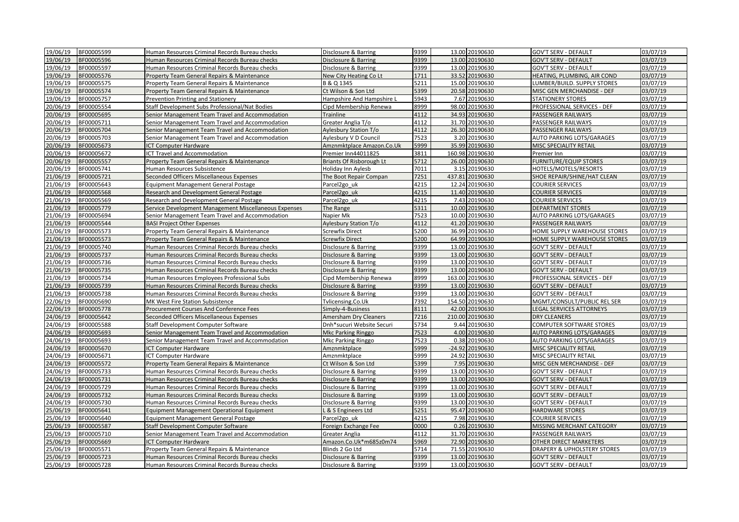| 19/06/19 | BF00005599 | Human Resources Criminal Records Bureau checks | Disclosure & Barring | 9399 | 13.00 | 20190630 | GOV'T SERV - DEFAULT | 03/07/19 |
|---|---|---|---|---|---|---|---|---|
| 19/06/19 | BF00005596 | Human Resources Criminal Records Bureau checks | Disclosure & Barring | 9399 | 13.00 | 20190630 | GOV'T SERV - DEFAULT | 03/07/19 |
| 19/06/19 | BF00005597 | Human Resources Criminal Records Bureau checks | Disclosure & Barring | 9399 | 13.00 | 20190630 | GOV'T SERV - DEFAULT | 03/07/19 |
| 19/06/19 | BF00005576 | Property Team General Repairs & Maintenance | New City Heating Co Lt | 1711 | 33.52 | 20190630 | HEATING, PLUMBING, AIR COND | 03/07/19 |
| 19/06/19 | BF00005575 | Property Team General Repairs & Maintenance | B & Q 1345 | 5211 | 15.00 | 20190630 | LUMBER/BUILD. SUPPLY STORES | 03/07/19 |
| 19/06/19 | BF00005574 | Property Team General Repairs & Maintenance | Ct Wilson & Son Ltd | 5399 | 20.58 | 20190630 | MISC GEN MERCHANDISE - DEF | 03/07/19 |
| 19/06/19 | BF00005757 | Prevention Printing and Stationery | Hampshire And Hampshire L | 5943 | 7.67 | 20190630 | STATIONERY STORES | 03/07/19 |
| 20/06/19 | BF00005554 | Staff Development Subs Professional/Nat Bodies | Cipd Membership Renewa | 8999 | 98.00 | 20190630 | PROFESSIONAL SERVICES - DEF | 03/07/19 |
| 20/06/19 | BF00005695 | Senior Management Team Travel and Accommodation | Trainline | 4112 | 34.93 | 20190630 | PASSENGER RAILWAYS | 03/07/19 |
| 20/06/19 | BF00005711 | Senior Management Team Travel and Accommodation | Greater Anglia T/o | 4112 | 31.70 | 20190630 | PASSENGER RAILWAYS | 03/07/19 |
| 20/06/19 | BF00005704 | Senior Management Team Travel and Accommodation | Aylesbury Station T/o | 4112 | 26.30 | 20190630 | PASSENGER RAILWAYS | 03/07/19 |
| 20/06/19 | BF00005703 | Senior Management Team Travel and Accommodation | Aylesbury V D Council | 7523 | 3.20 | 20190630 | AUTO PARKING LOTS/GARAGES | 03/07/19 |
| 20/06/19 | BF00005673 | ICT Computer Hardware | Amznmktplace Amazon.Co.Uk | 5999 | 35.99 | 20190630 | MISC SPECIALITY RETAIL | 03/07/19 |
| 20/06/19 | BF00005672 | ICT Travel and Accommodation | Premier Inn44011825 | 3811 | 160.98 | 20190630 | Premier Inn | 03/07/19 |
| 20/06/19 | BF00005557 | Property Team General Repairs & Maintenance | Briants Of Risborough Lt | 5712 | 26.00 | 20190630 | FURNITURE/EQUIP STORES | 03/07/19 |
| 20/06/19 | BF00005741 | Human Resources Subsistence | Holiday Inn Aylesb | 7011 | 3.15 | 20190630 | HOTELS/MOTELS/RESORTS | 03/07/19 |
| 21/06/19 | BF00005721 | Seconded Officers Miscellaneous Expenses | The Boot Repair Compan | 7251 | 437.81 | 20190630 | SHOE REPAIR/SHINE/HAT CLEAN | 03/07/19 |
| 21/06/19 | BF00005643 | Equipment Management General Postage | Parcel2go_uk | 4215 | 12.24 | 20190630 | COURIER SERVICES | 03/07/19 |
| 21/06/19 | BF00005568 | Research and Development General Postage | Parcel2go_uk | 4215 | 11.40 | 20190630 | COURIER SERVICES | 03/07/19 |
| 21/06/19 | BF00005569 | Research and Development General Postage | Parcel2go_uk | 4215 | 7.43 | 20190630 | COURIER SERVICES | 03/07/19 |
| 21/06/19 | BF00005779 | Service Development Management Miscellaneous Expenses | The Range | 5311 | 10.00 | 20190630 | DEPARTMENT STORES | 03/07/19 |
| 21/06/19 | BF00005694 | Senior Management Team Travel and Accommodation | Napier Mk | 7523 | 10.00 | 20190630 | AUTO PARKING LOTS/GARAGES | 03/07/19 |
| 21/06/19 | BF00005544 | BASI Project Other Expenses | Aylesbury Station T/o | 4112 | 41.20 | 20190630 | PASSENGER RAILWAYS | 03/07/19 |
| 21/06/19 | BF00005573 | Property Team General Repairs & Maintenance | Screwfix Direct | 5200 | 36.99 | 20190630 | HOME SUPPLY WAREHOUSE STORES | 03/07/19 |
| 21/06/19 | BF00005573 | Property Team General Repairs & Maintenance | Screwfix Direct | 5200 | 64.99 | 20190630 | HOME SUPPLY WAREHOUSE STORES | 03/07/19 |
| 21/06/19 | BF00005740 | Human Resources Criminal Records Bureau checks | Disclosure & Barring | 9399 | 13.00 | 20190630 | GOV'T SERV - DEFAULT | 03/07/19 |
| 21/06/19 | BF00005737 | Human Resources Criminal Records Bureau checks | Disclosure & Barring | 9399 | 13.00 | 20190630 | GOV'T SERV - DEFAULT | 03/07/19 |
| 21/06/19 | BF00005736 | Human Resources Criminal Records Bureau checks | Disclosure & Barring | 9399 | 13.00 | 20190630 | GOV'T SERV - DEFAULT | 03/07/19 |
| 21/06/19 | BF00005735 | Human Resources Criminal Records Bureau checks | Disclosure & Barring | 9399 | 13.00 | 20190630 | GOV'T SERV - DEFAULT | 03/07/19 |
| 21/06/19 | BF00005734 | Human Resources Employees Professional Subs | Cipd Membership Renewa | 8999 | 163.00 | 20190630 | PROFESSIONAL SERVICES - DEF | 03/07/19 |
| 21/06/19 | BF00005739 | Human Resources Criminal Records Bureau checks | Disclosure & Barring | 9399 | 13.00 | 20190630 | GOV'T SERV - DEFAULT | 03/07/19 |
| 21/06/19 | BF00005738 | Human Resources Criminal Records Bureau checks | Disclosure & Barring | 9399 | 13.00 | 20190630 | GOV'T SERV - DEFAULT | 03/07/19 |
| 22/06/19 | BF00005690 | MK West Fire Station Subsistence | Tvlicensing.Co.Uk | 7392 | 154.50 | 20190630 | MGMT/CONSULT/PUBLIC REL SER | 03/07/19 |
| 22/06/19 | BF00005778 | Procurement Courses And Conference Fees | Simply-4-Business | 8111 | 42.00 | 20190630 | LEGAL SERVICES ATTORNEYS | 03/07/19 |
| 24/06/19 | BF00005642 | Seconded Officers Miscellaneous Expenses | Amersham Dry Cleaners | 7216 | 210.00 | 20190630 | DRY CLEANERS | 03/07/19 |
| 24/06/19 | BF00005588 | Staff Development Computer Software | Dnh*sucuri Website Securi | 5734 | 9.44 | 20190630 | COMPUTER SOFTWARE STORES | 03/07/19 |
| 24/06/19 | BF00005693 | Senior Management Team Travel and Accommodation | Mkc Parking Ringgo | 7523 | 4.00 | 20190630 | AUTO PARKING LOTS/GARAGES | 03/07/19 |
| 24/06/19 | BF00005693 | Senior Management Team Travel and Accommodation | Mkc Parking Ringgo | 7523 | 0.38 | 20190630 | AUTO PARKING LOTS/GARAGES | 03/07/19 |
| 24/06/19 | BF00005670 | ICT Computer Hardware | Amznmktplace | 5999 | -24.92 | 20190630 | MISC SPECIALITY RETAIL | 03/07/19 |
| 24/06/19 | BF00005671 | ICT Computer Hardware | Amznmktplace | 5999 | 24.92 | 20190630 | MISC SPECIALITY RETAIL | 03/07/19 |
| 24/06/19 | BF00005572 | Property Team General Repairs & Maintenance | Ct Wilson & Son Ltd | 5399 | 7.95 | 20190630 | MISC GEN MERCHANDISE - DEF | 03/07/19 |
| 24/06/19 | BF00005733 | Human Resources Criminal Records Bureau checks | Disclosure & Barring | 9399 | 13.00 | 20190630 | GOV'T SERV - DEFAULT | 03/07/19 |
| 24/06/19 | BF00005731 | Human Resources Criminal Records Bureau checks | Disclosure & Barring | 9399 | 13.00 | 20190630 | GOV'T SERV - DEFAULT | 03/07/19 |
| 24/06/19 | BF00005729 | Human Resources Criminal Records Bureau checks | Disclosure & Barring | 9399 | 13.00 | 20190630 | GOV'T SERV - DEFAULT | 03/07/19 |
| 24/06/19 | BF00005732 | Human Resources Criminal Records Bureau checks | Disclosure & Barring | 9399 | 13.00 | 20190630 | GOV'T SERV - DEFAULT | 03/07/19 |
| 24/06/19 | BF00005730 | Human Resources Criminal Records Bureau checks | Disclosure & Barring | 9399 | 13.00 | 20190630 | GOV'T SERV - DEFAULT | 03/07/19 |
| 25/06/19 | BF00005641 | Equipment Management Operational Equipment | L & S Engineers Ltd | 5251 | 95.47 | 20190630 | HARDWARE STORES | 03/07/19 |
| 25/06/19 | BF00005640 | Equipment Management General Postage | Parcel2go_uk | 4215 | 7.98 | 20190630 | COURIER SERVICES | 03/07/19 |
| 25/06/19 | BF00005587 | Staff Development Computer Software | Foreign Exchange Fee | 0000 | 0.26 | 20190630 | MISSING MERCHANT CATEGORY | 03/07/19 |
| 25/06/19 | BF00005710 | Senior Management Team Travel and Accommodation | Greater Anglia | 4112 | 31.70 | 20190630 | PASSENGER RAILWAYS | 03/07/19 |
| 25/06/19 | BF00005669 | ICT Computer Hardware | Amazon.Co.Uk*m685z0m74 | 5969 | 72.90 | 20190630 | OTHER DIRECT MARKETERS | 03/07/19 |
| 25/06/19 | BF00005571 | Property Team General Repairs & Maintenance | Blinds 2 Go Ltd | 5714 | 71.55 | 20190630 | DRAPERY & UPHOLSTERY STORES | 03/07/19 |
| 25/06/19 | BF00005723 | Human Resources Criminal Records Bureau checks | Disclosure & Barring | 9399 | 13.00 | 20190630 | GOV'T SERV - DEFAULT | 03/07/19 |
| 25/06/19 | BF00005728 | Human Resources Criminal Records Bureau checks | Disclosure & Barring | 9399 | 13.00 | 20190630 | GOV'T SERV - DEFAULT | 03/07/19 |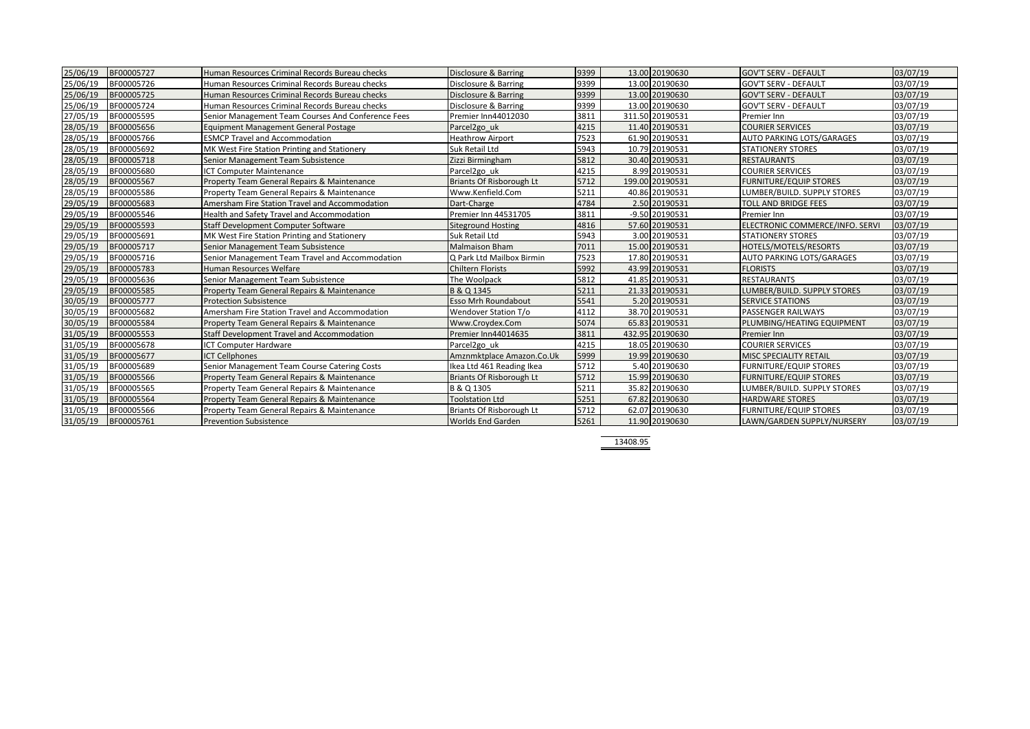| | | | | | | | | |
|---|---|---|---|---|---|---|---|---|
| 25/06/19 | BF00005727 | Human Resources Criminal Records Bureau checks | Disclosure & Barring | 9399 | 13.00 | 20190630 | GOV'T SERV - DEFAULT | 03/07/19 |
| 25/06/19 | BF00005726 | Human Resources Criminal Records Bureau checks | Disclosure & Barring | 9399 | 13.00 | 20190630 | GOV'T SERV - DEFAULT | 03/07/19 |
| 25/06/19 | BF00005725 | Human Resources Criminal Records Bureau checks | Disclosure & Barring | 9399 | 13.00 | 20190630 | GOV'T SERV - DEFAULT | 03/07/19 |
| 25/06/19 | BF00005724 | Human Resources Criminal Records Bureau checks | Disclosure & Barring | 9399 | 13.00 | 20190630 | GOV'T SERV - DEFAULT | 03/07/19 |
| 27/05/19 | BF00005595 | Senior Management Team Courses And Conference Fees | Premier Inn44012030 | 3811 | 311.50 | 20190531 | Premier Inn | 03/07/19 |
| 28/05/19 | BF00005656 | Equipment Management General Postage | Parcel2go_uk | 4215 | 11.40 | 20190531 | COURIER SERVICES | 03/07/19 |
| 28/05/19 | BF00005766 | ESMCP Travel and Accommodation | Heathrow Airport | 7523 | 61.90 | 20190531 | AUTO PARKING LOTS/GARAGES | 03/07/19 |
| 28/05/19 | BF00005692 | MK West Fire Station Printing and Stationery | Suk Retail Ltd | 5943 | 10.79 | 20190531 | STATIONERY STORES | 03/07/19 |
| 28/05/19 | BF00005718 | Senior Management Team Subsistence | Zizzi Birmingham | 5812 | 30.40 | 20190531 | RESTAURANTS | 03/07/19 |
| 28/05/19 | BF00005680 | ICT Computer Maintenance | Parcel2go_uk | 4215 | 8.99 | 20190531 | COURIER SERVICES | 03/07/19 |
| 28/05/19 | BF00005567 | Property Team General Repairs & Maintenance | Briants Of Risborough Lt | 5712 | 199.00 | 20190531 | FURNITURE/EQUIP STORES | 03/07/19 |
| 28/05/19 | BF00005586 | Property Team General Repairs & Maintenance | Www.Kenfield.Com | 5211 | 40.86 | 20190531 | LUMBER/BUILD. SUPPLY STORES | 03/07/19 |
| 29/05/19 | BF00005683 | Amersham Fire Station Travel and Accommodation | Dart-Charge | 4784 | 2.50 | 20190531 | TOLL AND BRIDGE FEES | 03/07/19 |
| 29/05/19 | BF00005546 | Health and Safety Travel and Accommodation | Premier Inn 44531705 | 3811 | -9.50 | 20190531 | Premier Inn | 03/07/19 |
| 29/05/19 | BF00005593 | Staff Development Computer Software | Siteground Hosting | 4816 | 57.60 | 20190531 | ELECTRONIC COMMERCE/INFO. SERVI | 03/07/19 |
| 29/05/19 | BF00005691 | MK West Fire Station Printing and Stationery | Suk Retail Ltd | 5943 | 3.00 | 20190531 | STATIONERY STORES | 03/07/19 |
| 29/05/19 | BF00005717 | Senior Management Team Subsistence | Malmaison Bham | 7011 | 15.00 | 20190531 | HOTELS/MOTELS/RESORTS | 03/07/19 |
| 29/05/19 | BF00005716 | Senior Management Team Travel and Accommodation | Q Park Ltd Mailbox Birmin | 7523 | 17.80 | 20190531 | AUTO PARKING LOTS/GARAGES | 03/07/19 |
| 29/05/19 | BF00005783 | Human Resources Welfare | Chiltern Florists | 5992 | 43.99 | 20190531 | FLORISTS | 03/07/19 |
| 29/05/19 | BF00005636 | Senior Management Team Subsistence | The Woolpack | 5812 | 41.85 | 20190531 | RESTAURANTS | 03/07/19 |
| 29/05/19 | BF00005585 | Property Team General Repairs & Maintenance | B & Q 1345 | 5211 | 21.33 | 20190531 | LUMBER/BUILD. SUPPLY STORES | 03/07/19 |
| 30/05/19 | BF00005777 | Protection Subsistence | Esso Mrh Roundabout | 5541 | 5.20 | 20190531 | SERVICE STATIONS | 03/07/19 |
| 30/05/19 | BF00005682 | Amersham Fire Station Travel and Accommodation | Wendover Station T/o | 4112 | 38.70 | 20190531 | PASSENGER RAILWAYS | 03/07/19 |
| 30/05/19 | BF00005584 | Property Team General Repairs & Maintenance | Www.Croydex.Com | 5074 | 65.83 | 20190531 | PLUMBING/HEATING EQUIPMENT | 03/07/19 |
| 31/05/19 | BF00005553 | Staff Development Travel and Accommodation | Premier Inn44014635 | 3811 | 432.95 | 20190630 | Premier Inn | 03/07/19 |
| 31/05/19 | BF00005678 | ICT Computer Hardware | Parcel2go_uk | 4215 | 18.05 | 20190630 | COURIER SERVICES | 03/07/19 |
| 31/05/19 | BF00005677 | ICT Cellphones | Amznmktplace Amazon.Co.Uk | 5999 | 19.99 | 20190630 | MISC SPECIALITY RETAIL | 03/07/19 |
| 31/05/19 | BF00005689 | Senior Management Team Course Catering Costs | Ikea Ltd 461 Reading Ikea | 5712 | 5.40 | 20190630 | FURNITURE/EQUIP STORES | 03/07/19 |
| 31/05/19 | BF00005566 | Property Team General Repairs & Maintenance | Briants Of Risborough Lt | 5712 | 15.99 | 20190630 | FURNITURE/EQUIP STORES | 03/07/19 |
| 31/05/19 | BF00005565 | Property Team General Repairs & Maintenance | B & Q 1305 | 5211 | 35.82 | 20190630 | LUMBER/BUILD. SUPPLY STORES | 03/07/19 |
| 31/05/19 | BF00005564 | Property Team General Repairs & Maintenance | Toolstation Ltd | 5251 | 67.82 | 20190630 | HARDWARE STORES | 03/07/19 |
| 31/05/19 | BF00005566 | Property Team General Repairs & Maintenance | Briants Of Risborough Lt | 5712 | 62.07 | 20190630 | FURNITURE/EQUIP STORES | 03/07/19 |
| 31/05/19 | BF00005761 | Prevention Subsistence | Worlds End Garden | 5261 | 11.90 | 20190630 | LAWN/GARDEN SUPPLY/NURSERY | 03/07/19 |
| | | | | | 13408.95 | | | |